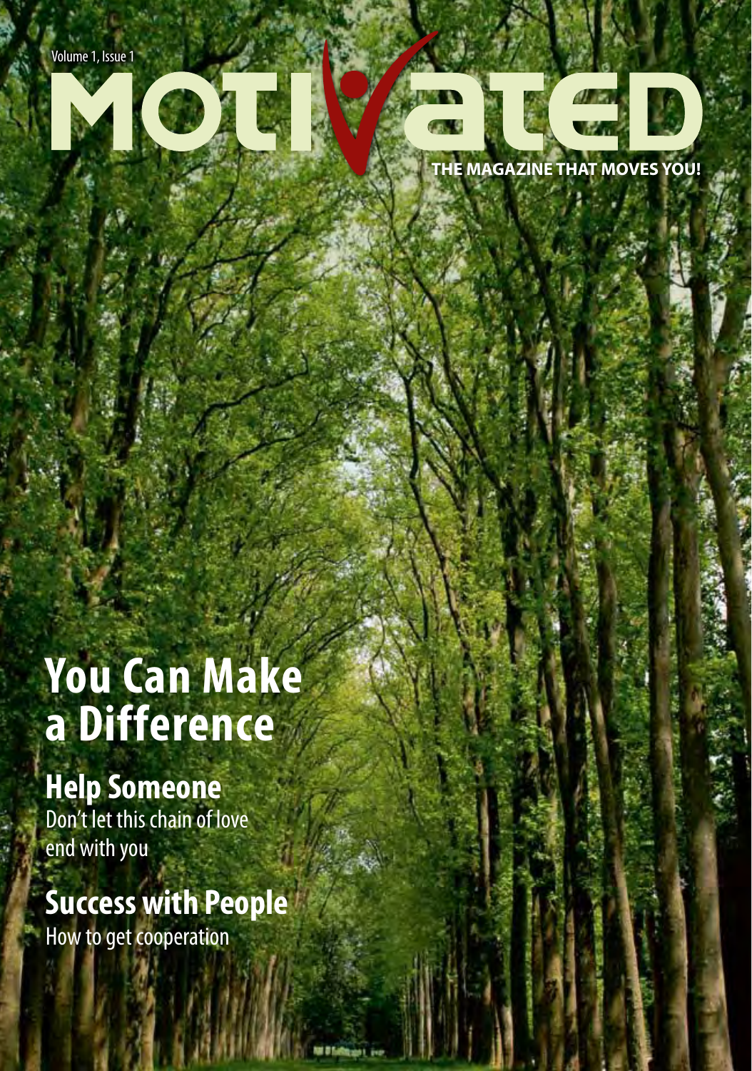Volume 1, Issue 1

# MOTIVATED

**THE MAGAZINE THAT MOVES YOU!**

## You Can Make a Difference

### Help Someone

Don't let this chain of love end with you

### Success with People

How to get cooperation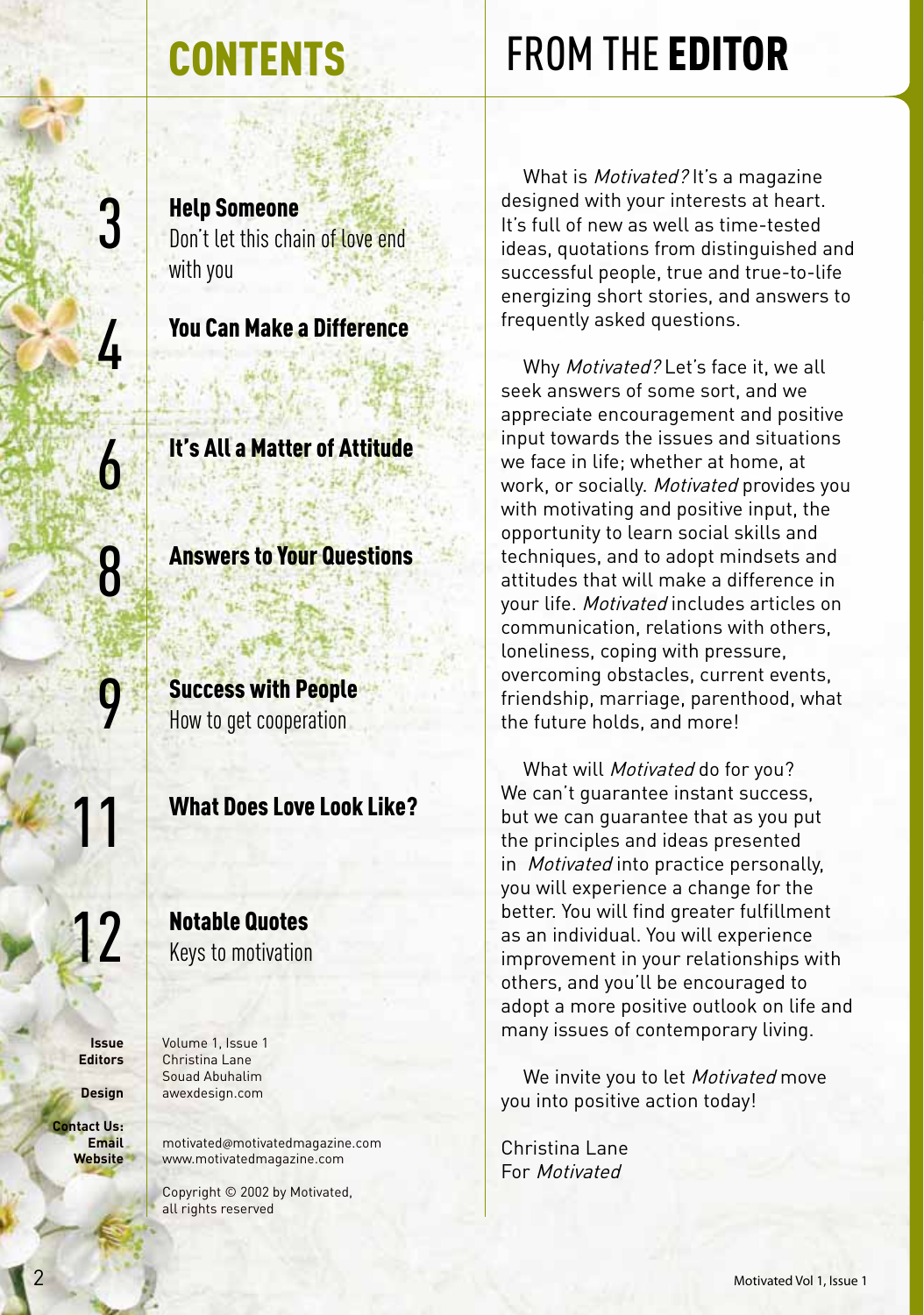# CONTENTS

**3** **Help Someone**
Don't let this chain of love end with you

**4** **You Can Make a Difference**

**6** **It's All a Matter of Attitude**

**8** **Answers to Your Questions**

**9** **Success with People**
How to get cooperation

**11** **What Does Love Look Like?**

**12** **Notable Quotes**
Keys to motivation

**Issue** Volume 1, Issue 1
**Editors** Christina Lane
Souad Abuhalim
**Design** awexdesign.com

**Contact Us:**
**Email** motivated@motivatedmagazine.com
**Website** www.motivatedmagazine.com

Copyright © 2002 by Motivated, all rights reserved

# FROM THE EDITOR

What is *Motivated?* It's a magazine designed with your interests at heart. It's full of new as well as time-tested ideas, quotations from distinguished and successful people, true and true-to-life energizing short stories, and answers to frequently asked questions.

Why *Motivated?* Let's face it, we all seek answers of some sort, and we appreciate encouragement and positive input towards the issues and situations we face in life; whether at home, at work, or socially. *Motivated* provides you with motivating and positive input, the opportunity to learn social skills and techniques, and to adopt mindsets and attitudes that will make a difference in your life. *Motivated* includes articles on communication, relations with others, loneliness, coping with pressure, overcoming obstacles, current events, friendship, marriage, parenthood, what the future holds, and more!

What will *Motivated* do for you? We can't guarantee instant success, but we can guarantee that as you put the principles and ideas presented in *Motivated* into practice personally, you will experience a change for the better. You will find greater fulfillment as an individual. You will experience improvement in your relationships with others, and you'll be encouraged to adopt a more positive outlook on life and many issues of contemporary living.

We invite you to let *Motivated* move you into positive action today!

Christina Lane
For *Motivated*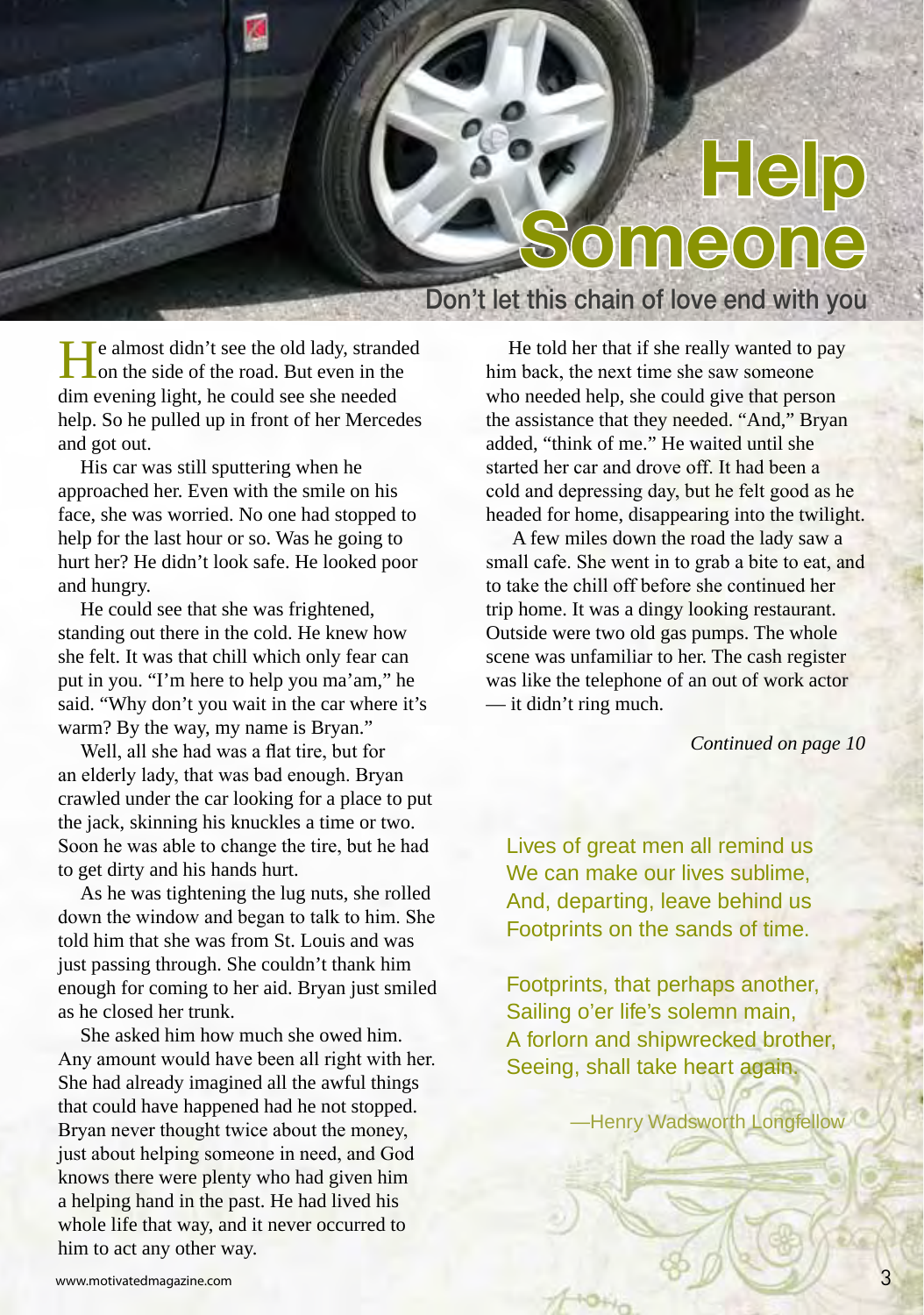# Help Someone

## Don't let this chain of love end with you

He almost didn't see the old lady, stranded on the side of the road. But even in the dim evening light, he could see she needed help. So he pulled up in front of her Mercedes and got out.

His car was still sputtering when he approached her. Even with the smile on his face, she was worried. No one had stopped to help for the last hour or so. Was he going to hurt her? He didn't look safe. He looked poor and hungry.

He could see that she was frightened, standing out there in the cold. He knew how she felt. It was that chill which only fear can put in you. "I'm here to help you ma'am," he said. "Why don't you wait in the car where it's warm? By the way, my name is Bryan."

Well, all she had was a flat tire, but for an elderly lady, that was bad enough. Bryan crawled under the car looking for a place to put the jack, skinning his knuckles a time or two. Soon he was able to change the tire, but he had to get dirty and his hands hurt.

As he was tightening the lug nuts, she rolled down the window and began to talk to him. She told him that she was from St. Louis and was just passing through. She couldn't thank him enough for coming to her aid. Bryan just smiled as he closed her trunk.

She asked him how much she owed him. Any amount would have been all right with her. She had already imagined all the awful things that could have happened had he not stopped. Bryan never thought twice about the money, just about helping someone in need, and God knows there were plenty who had given him a helping hand in the past. He had lived his whole life that way, and it never occurred to him to act any other way.

He told her that if she really wanted to pay him back, the next time she saw someone who needed help, she could give that person the assistance that they needed. "And," Bryan added, "think of me." He waited until she started her car and drove off. It had been a cold and depressing day, but he felt good as he headed for home, disappearing into the twilight.

A few miles down the road the lady saw a small cafe. She went in to grab a bite to eat, and to take the chill off before she continued her trip home. It was a dingy looking restaurant. Outside were two old gas pumps. The whole scene was unfamiliar to her. The cash register was like the telephone of an out of work actor — it didn't ring much.

*Continued on page 10*

Lives of great men all remind us
We can make our lives sublime,
And, departing, leave behind us
Footprints on the sands of time.

Footprints, that perhaps another,
Sailing o'er life's solemn main,
A forlorn and shipwrecked brother,
Seeing, shall take heart again.

—Henry Wadsworth Longfellow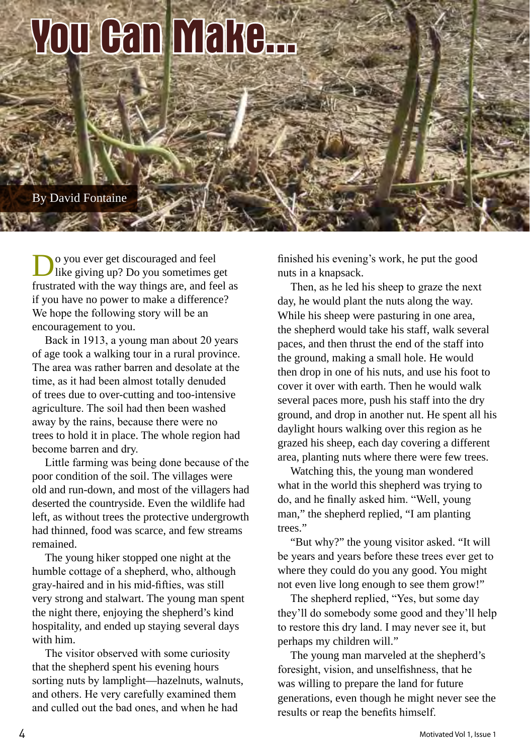# You Can Make...

By David Fontaine

Do you ever get discouraged and feel like giving up? Do you sometimes get frustrated with the way things are, and feel as if you have no power to make a difference? We hope the following story will be an encouragement to you.

Back in 1913, a young man about 20 years of age took a walking tour in a rural province. The area was rather barren and desolate at the time, as it had been almost totally denuded of trees due to over-cutting and too-intensive agriculture. The soil had then been washed away by the rains, because there were no trees to hold it in place. The whole region had become barren and dry.

Little farming was being done because of the poor condition of the soil. The villages were old and run-down, and most of the villagers had deserted the countryside. Even the wildlife had left, as without trees the protective undergrowth had thinned, food was scarce, and few streams remained.

The young hiker stopped one night at the humble cottage of a shepherd, who, although gray-haired and in his mid-fifties, was still very strong and stalwart. The young man spent the night there, enjoying the shepherd's kind hospitality, and ended up staying several days with him.

The visitor observed with some curiosity that the shepherd spent his evening hours sorting nuts by lamplight—hazelnuts, walnuts, and others. He very carefully examined them and culled out the bad ones, and when he had finished his evening's work, he put the good nuts in a knapsack.

Then, as he led his sheep to graze the next day, he would plant the nuts along the way. While his sheep were pasturing in one area, the shepherd would take his staff, walk several paces, and then thrust the end of the staff into the ground, making a small hole. He would then drop in one of his nuts, and use his foot to cover it over with earth. Then he would walk several paces more, push his staff into the dry ground, and drop in another nut. He spent all his daylight hours walking over this region as he grazed his sheep, each day covering a different area, planting nuts where there were few trees.

Watching this, the young man wondered what in the world this shepherd was trying to do, and he finally asked him. "Well, young man," the shepherd replied, "I am planting trees."

"But why?" the young visitor asked. "It will be years and years before these trees ever get to where they could do you any good. You might not even live long enough to see them grow!"

The shepherd replied, "Yes, but some day they'll do somebody some good and they'll help to restore this dry land. I may never see it, but perhaps my children will."

The young man marveled at the shepherd's foresight, vision, and unselfishness, that he was willing to prepare the land for future generations, even though he might never see the results or reap the benefits himself.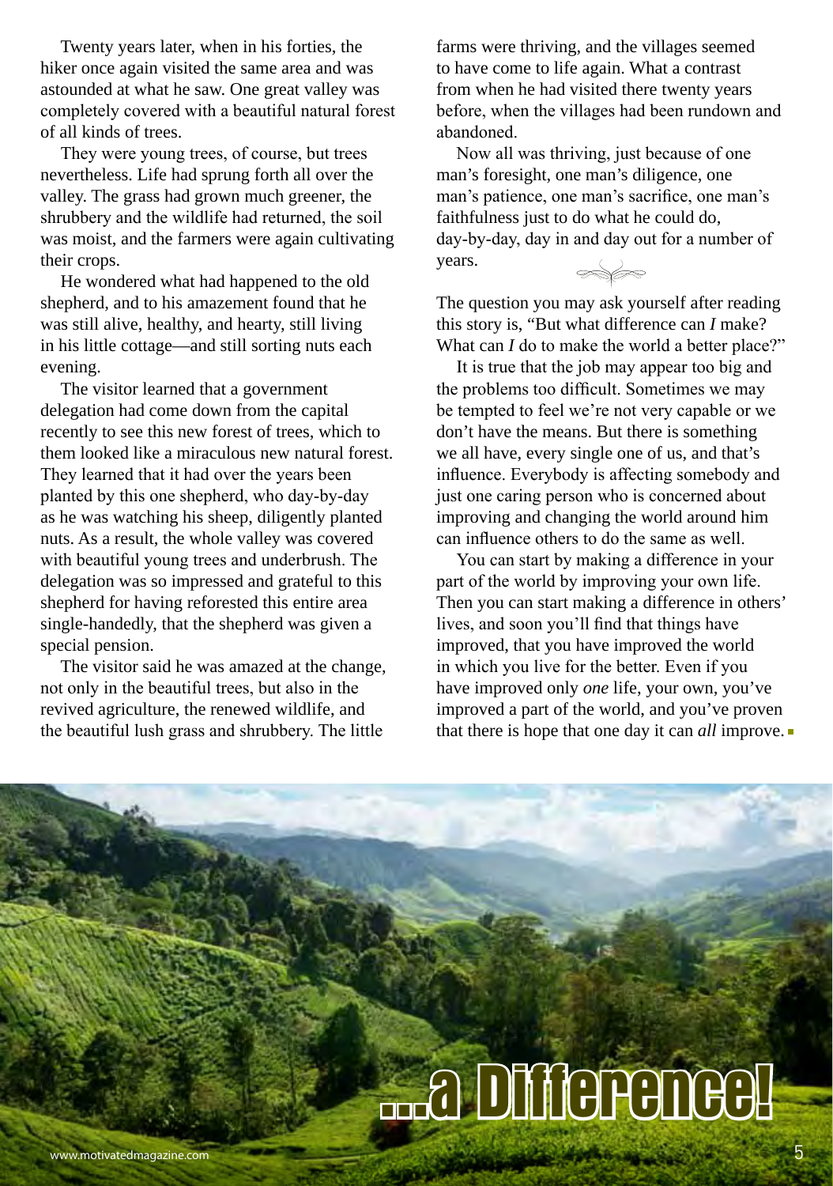Twenty years later, when in his forties, the hiker once again visited the same area and was astounded at what he saw. One great valley was completely covered with a beautiful natural forest of all kinds of trees.

They were young trees, of course, but trees nevertheless. Life had sprung forth all over the valley. The grass had grown much greener, the shrubbery and the wildlife had returned, the soil was moist, and the farmers were again cultivating their crops.

He wondered what had happened to the old shepherd, and to his amazement found that he was still alive, healthy, and hearty, still living in his little cottage—and still sorting nuts each evening.

The visitor learned that a government delegation had come down from the capital recently to see this new forest of trees, which to them looked like a miraculous new natural forest. They learned that it had over the years been planted by this one shepherd, who day-by-day as he was watching his sheep, diligently planted nuts. As a result, the whole valley was covered with beautiful young trees and underbrush. The delegation was so impressed and grateful to this shepherd for having reforested this entire area single-handedly, that the shepherd was given a special pension.

The visitor said he was amazed at the change, not only in the beautiful trees, but also in the revived agriculture, the renewed wildlife, and the beautiful lush grass and shrubbery. The little farms were thriving, and the villages seemed to have come to life again. What a contrast from when he had visited there twenty years before, when the villages had been rundown and abandoned.

Now all was thriving, just because of one man's foresight, one man's diligence, one man's patience, one man's sacrifice, one man's faithfulness just to do what he could do, day-by-day, day in and day out for a number of years.

The question you may ask yourself after reading this story is, "But what difference can *I* make? What can *I* do to make the world a better place?"

It is true that the job may appear too big and the problems too difficult. Sometimes we may be tempted to feel we're not very capable or we don't have the means. But there is something we all have, every single one of us, and that's influence. Everybody is affecting somebody and just one caring person who is concerned about improving and changing the world around him can influence others to do the same as well.

You can start by making a difference in your part of the world by improving your own life. Then you can start making a difference in others' lives, and soon you'll find that things have improved, that you have improved the world in which you live for the better. Even if you have improved only *one* life, your own, you've improved a part of the world, and you've proven that there is hope that one day it can *all* improve.

...a Difference!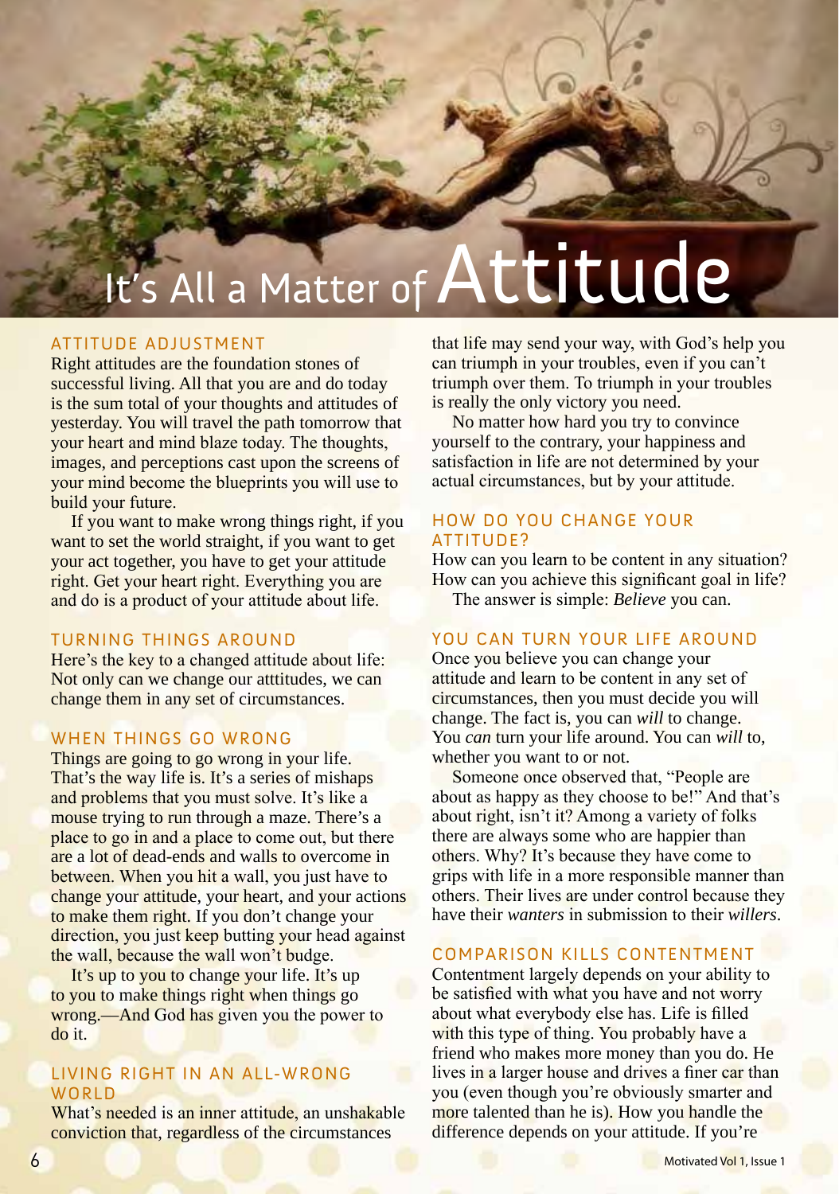# It's All a Matter of Attitude

## ATTITUDE ADJUSTMENT

Right attitudes are the foundation stones of successful living. All that you are and do today is the sum total of your thoughts and attitudes of yesterday. You will travel the path tomorrow that your heart and mind blaze today. The thoughts, images, and perceptions cast upon the screens of your mind become the blueprints you will use to build your future.

If you want to make wrong things right, if you want to set the world straight, if you want to get your act together, you have to get your attitude right. Get your heart right. Everything you are and do is a product of your attitude about life.

## TURNING THINGS AROUND

Here's the key to a changed attitude about life: Not only can we change our atttitudes, we can change them in any set of circumstances.

## WHEN THINGS GO WRONG

Things are going to go wrong in your life. That's the way life is. It's a series of mishaps and problems that you must solve. It's like a mouse trying to run through a maze. There's a place to go in and a place to come out, but there are a lot of dead-ends and walls to overcome in between. When you hit a wall, you just have to change your attitude, your heart, and your actions to make them right. If you don't change your direction, you just keep butting your head against the wall, because the wall won't budge.

It's up to you to change your life. It's up to you to make things right when things go wrong.—And God has given you the power to do it.

## LIVING RIGHT IN AN ALL-WRONG WORLD

What's needed is an inner attitude, an unshakable conviction that, regardless of the circumstances that life may send your way, with God's help you can triumph in your troubles, even if you can't triumph over them. To triumph in your troubles is really the only victory you need.

No matter how hard you try to convince yourself to the contrary, your happiness and satisfaction in life are not determined by your actual circumstances, but by your attitude.

## HOW DO YOU CHANGE YOUR ATTITUDE?

How can you learn to be content in any situation? How can you achieve this significant goal in life?

The answer is simple: *Believe* you can.

## YOU CAN TURN YOUR LIFE AROUND

Once you believe you can change your attitude and learn to be content in any set of circumstances, then you must decide you will change. The fact is, you can *will* to change. You *can* turn your life around. You can *will* to, whether you want to or not.

Someone once observed that, "People are about as happy as they choose to be!" And that's about right, isn't it? Among a variety of folks there are always some who are happier than others. Why? It's because they have come to grips with life in a more responsible manner than others. Their lives are under control because they have their *wanters* in submission to their *willers*.

## COMPARISON KILLS CONTENTMENT

Contentment largely depends on your ability to be satisfied with what you have and not worry about what everybody else has. Life is filled with this type of thing. You probably have a friend who makes more money than you do. He lives in a larger house and drives a finer car than you (even though you're obviously smarter and more talented than he is). How you handle the difference depends on your attitude. If you're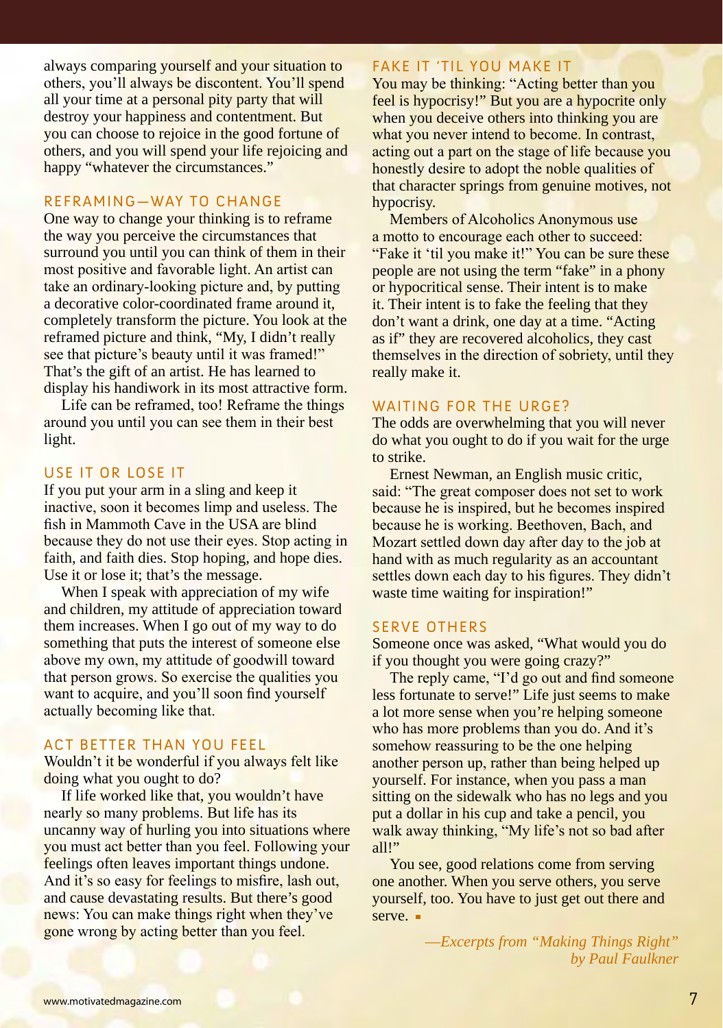always comparing yourself and your situation to others, you'll always be discontent. You'll spend all your time at a personal pity party that will destroy your happiness and contentment. But you can choose to rejoice in the good fortune of others, and you will spend your life rejoicing and happy "whatever the circumstances."

## REFRAMING—WAY TO CHANGE

One way to change your thinking is to reframe the way you perceive the circumstances that surround you until you can think of them in their most positive and favorable light. An artist can take an ordinary-looking picture and, by putting a decorative color-coordinated frame around it, completely transform the picture. You look at the reframed picture and think, "My, I didn't really see that picture's beauty until it was framed!" That's the gift of an artist. He has learned to display his handiwork in its most attractive form.

Life can be reframed, too! Reframe the things around you until you can see them in their best light.

## USE IT OR LOSE IT

If you put your arm in a sling and keep it inactive, soon it becomes limp and useless. The fish in Mammoth Cave in the USA are blind because they do not use their eyes. Stop acting in faith, and faith dies. Stop hoping, and hope dies. Use it or lose it; that's the message.

When I speak with appreciation of my wife and children, my attitude of appreciation toward them increases. When I go out of my way to do something that puts the interest of someone else above my own, my attitude of goodwill toward that person grows. So exercise the qualities you want to acquire, and you'll soon find yourself actually becoming like that.

## ACT BETTER THAN YOU FEEL

Wouldn't it be wonderful if you always felt like doing what you ought to do?

If life worked like that, you wouldn't have nearly so many problems. But life has its uncanny way of hurling you into situations where you must act better than you feel. Following your feelings often leaves important things undone. And it's so easy for feelings to misfire, lash out, and cause devastating results. But there's good news: You can make things right when they've gone wrong by acting better than you feel.

## FAKE IT 'TIL YOU MAKE IT

You may be thinking: "Acting better than you feel is hypocrisy!" But you are a hypocrite only when you deceive others into thinking you are what you never intend to become. In contrast, acting out a part on the stage of life because you honestly desire to adopt the noble qualities of that character springs from genuine motives, not hypocrisy.

Members of Alcoholics Anonymous use a motto to encourage each other to succeed: "Fake it 'til you make it!" You can be sure these people are not using the term "fake" in a phony or hypocritical sense. Their intent is to make it. Their intent is to fake the feeling that they don't want a drink, one day at a time. "Acting as if" they are recovered alcoholics, they cast themselves in the direction of sobriety, until they really make it.

## WAITING FOR THE URGE?

The odds are overwhelming that you will never do what you ought to do if you wait for the urge to strike.

Ernest Newman, an English music critic, said: "The great composer does not set to work because he is inspired, but he becomes inspired because he is working. Beethoven, Bach, and Mozart settled down day after day to the job at hand with as much regularity as an accountant settles down each day to his figures. They didn't waste time waiting for inspiration!"

## SERVE OTHERS

Someone once was asked, "What would you do if you thought you were going crazy?"

The reply came, "I'd go out and find someone less fortunate to serve!" Life just seems to make a lot more sense when you're helping someone who has more problems than you do. And it's somehow reassuring to be the one helping another person up, rather than being helped up yourself. For instance, when you pass a man sitting on the sidewalk who has no legs and you put a dollar in his cup and take a pencil, you walk away thinking, "My life's not so bad after all!"

You see, good relations come from serving one another. When you serve others, you serve yourself, too. You have to just get out there and serve. ▪

*—Excerpts from "Making Things Right" by Paul Faulkner*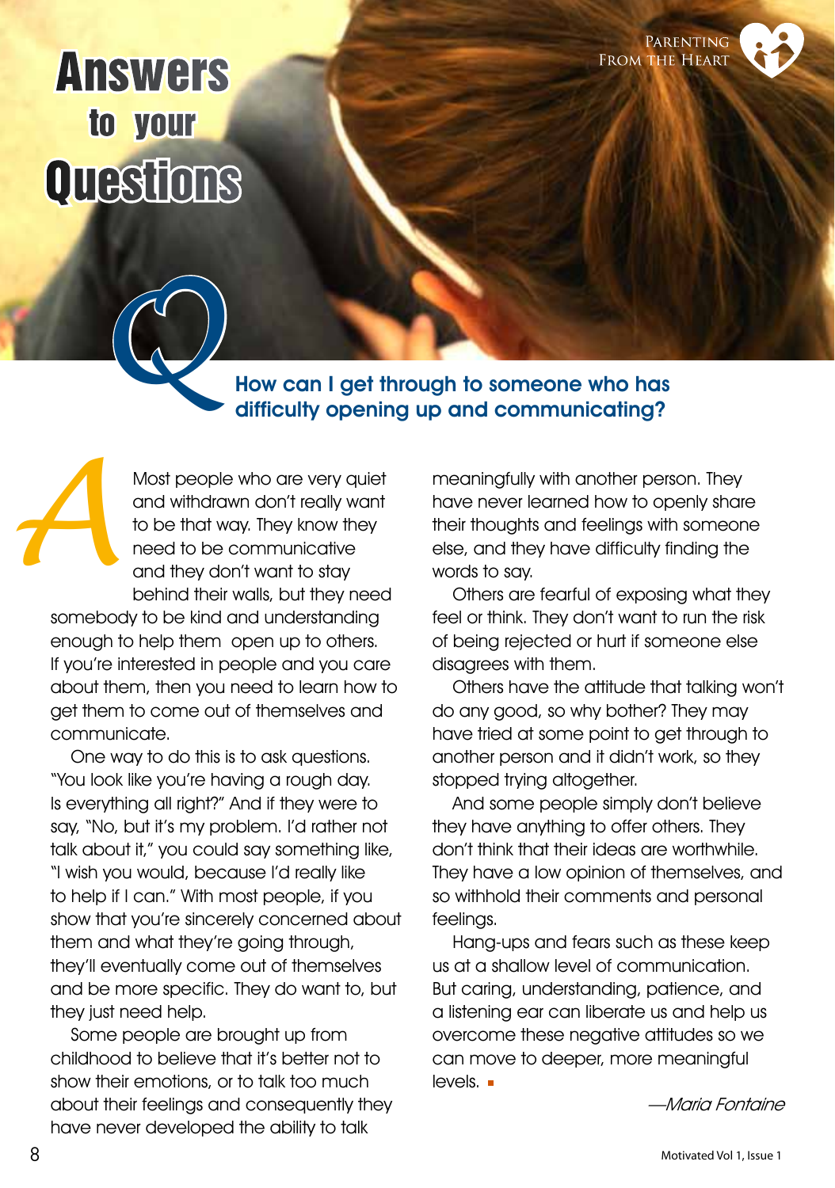# Answers to your Questions

**Q** **How can I get through to someone who has difficulty opening up and communicating?**

**A** Most people who are very quiet and withdrawn don't really want to be that way. They know they need to be communicative and they don't want to stay behind their walls, but they need somebody to be kind and understanding enough to help them open up to others. If you're interested in people and you care about them, then you need to learn how to get them to come out of themselves and communicate.

One way to do this is to ask questions. "You look like you're having a rough day. Is everything all right?" And if they were to say, "No, but it's my problem. I'd rather not talk about it," you could say something like, "I wish you would, because I'd really like to help if I can." With most people, if you show that you're sincerely concerned about them and what they're going through, they'll eventually come out of themselves and be more specific. They do want to, but they just need help.

Some people are brought up from childhood to believe that it's better not to show their emotions, or to talk too much about their feelings and consequently they have never developed the ability to talk meaningfully with another person. They have never learned how to openly share their thoughts and feelings with someone else, and they have difficulty finding the words to say.

Others are fearful of exposing what they feel or think. They don't want to run the risk of being rejected or hurt if someone else disagrees with them.

Others have the attitude that talking won't do any good, so why bother? They may have tried at some point to get through to another person and it didn't work, so they stopped trying altogether.

And some people simply don't believe they have anything to offer others. They don't think that their ideas are worthwhile. They have a low opinion of themselves, and so withhold their comments and personal feelings.

Hang-ups and fears such as these keep us at a shallow level of communication. But caring, understanding, patience, and a listening ear can liberate us and help us overcome these negative attitudes so we can move to deeper, more meaningful levels. ▪

*—Maria Fontaine*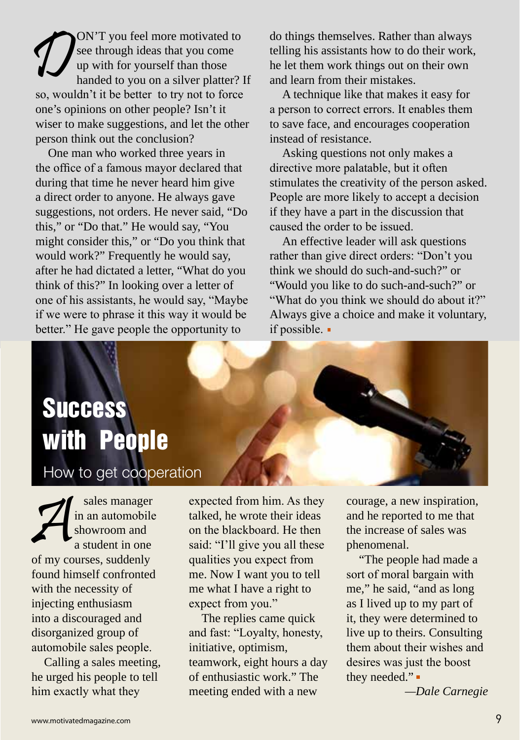DON'T you feel more motivated to see through ideas that you come up with for yourself than those handed to you on a silver platter? If so, wouldn't it be better to try not to force one's opinions on other people? Isn't it wiser to make suggestions, and let the other person think out the conclusion?

One man who worked three years in the office of a famous mayor declared that during that time he never heard him give a direct order to anyone. He always gave suggestions, not orders. He never said, "Do this," or "Do that." He would say, "You might consider this," or "Do you think that would work?" Frequently he would say, after he had dictated a letter, "What do you think of this?" In looking over a letter of one of his assistants, he would say, "Maybe if we were to phrase it this way it would be better." He gave people the opportunity to do things themselves. Rather than always telling his assistants how to do their work, he let them work things out on their own and learn from their mistakes.

A technique like that makes it easy for a person to correct errors. It enables them to save face, and encourages cooperation instead of resistance.

Asking questions not only makes a directive more palatable, but it often stimulates the creativity of the person asked. People are more likely to accept a decision if they have a part in the discussion that caused the order to be issued.

An effective leader will ask questions rather than give direct orders: "Don't you think we should do such-and-such?" or "Would you like to do such-and-such?" or "What do you think we should do about it?" Always give a choice and make it voluntary, if possible. ▪

# Success with People

## How to get cooperation

A sales manager in an automobile showroom and a student in one of my courses, suddenly found himself confronted with the necessity of injecting enthusiasm into a discouraged and disorganized group of automobile sales people.

Calling a sales meeting, he urged his people to tell him exactly what they expected from him. As they talked, he wrote their ideas on the blackboard. He then said: "I'll give you all these qualities you expect from me. Now I want you to tell me what I have a right to expect from you."

The replies came quick and fast: "Loyalty, honesty, initiative, optimism, teamwork, eight hours a day of enthusiastic work." The meeting ended with a new courage, a new inspiration, and he reported to me that the increase of sales was phenomenal.

"The people had made a sort of moral bargain with me," he said, "and as long as I lived up to my part of it, they were determined to live up to theirs. Consulting them about their wishes and desires was just the boost they needed." ▪

*—Dale Carnegie*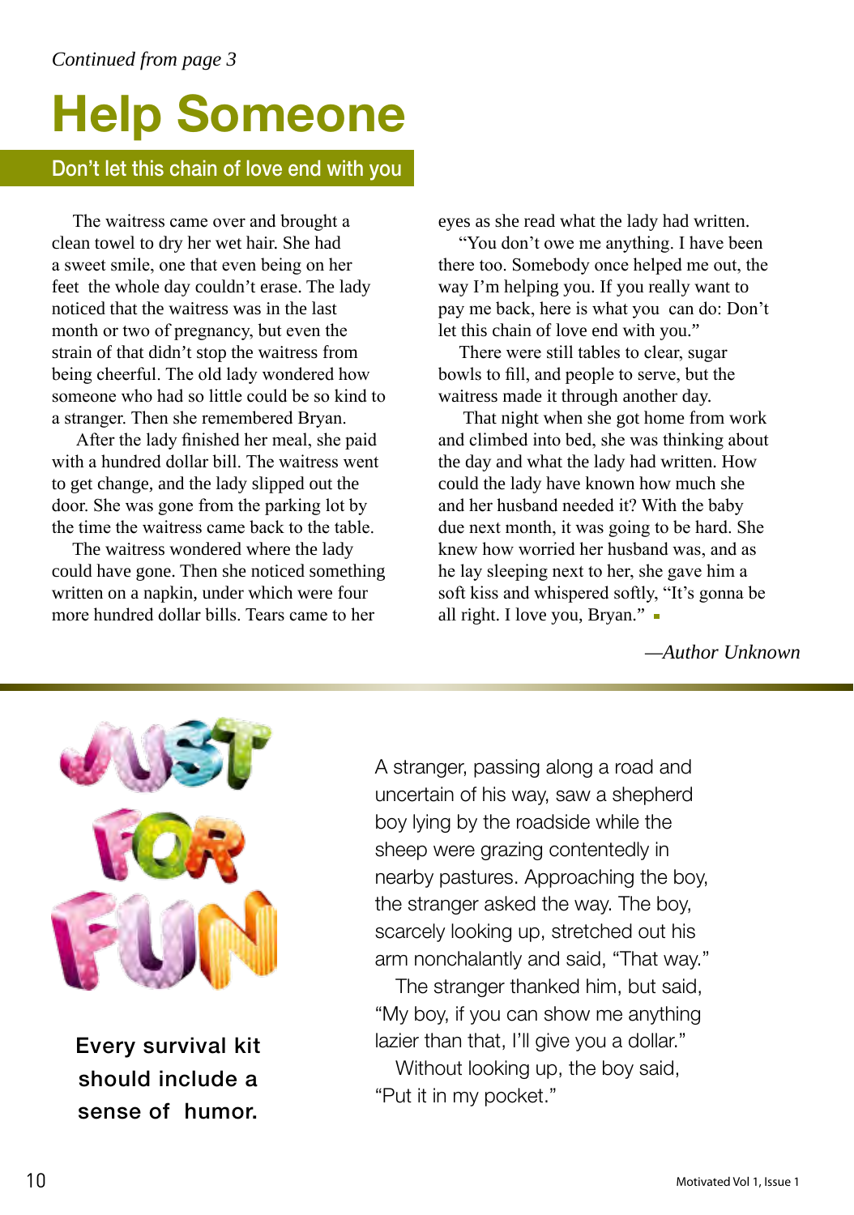*Continued from page 3*

# Help Someone

## Don't let this chain of love end with you

The waitress came over and brought a clean towel to dry her wet hair. She had a sweet smile, one that even being on her feet the whole day couldn't erase. The lady noticed that the waitress was in the last month or two of pregnancy, but even the strain of that didn't stop the waitress from being cheerful. The old lady wondered how someone who had so little could be so kind to a stranger. Then she remembered Bryan.

After the lady finished her meal, she paid with a hundred dollar bill. The waitress went to get change, and the lady slipped out the door. She was gone from the parking lot by the time the waitress came back to the table.

The waitress wondered where the lady could have gone. Then she noticed something written on a napkin, under which were four more hundred dollar bills. Tears came to her eyes as she read what the lady had written.

"You don't owe me anything. I have been there too. Somebody once helped me out, the way I'm helping you. If you really want to pay me back, here is what you can do: Don't let this chain of love end with you."

There were still tables to clear, sugar bowls to fill, and people to serve, but the waitress made it through another day.

That night when she got home from work and climbed into bed, she was thinking about the day and what the lady had written. How could the lady have known how much she and her husband needed it? With the baby due next month, it was going to be hard. She knew how worried her husband was, and as he lay sleeping next to her, she gave him a soft kiss and whispered softly, "It's gonna be all right. I love you, Bryan."

*—Author Unknown*

## JUST FOR FUN

**Every survival kit should include a sense of humor.**

A stranger, passing along a road and uncertain of his way, saw a shepherd boy lying by the roadside while the sheep were grazing contentedly in nearby pastures. Approaching the boy, the stranger asked the way. The boy, scarcely looking up, stretched out his arm nonchalantly and said, "That way."

The stranger thanked him, but said, "My boy, if you can show me anything lazier than that, I'll give you a dollar."

Without looking up, the boy said, "Put it in my pocket."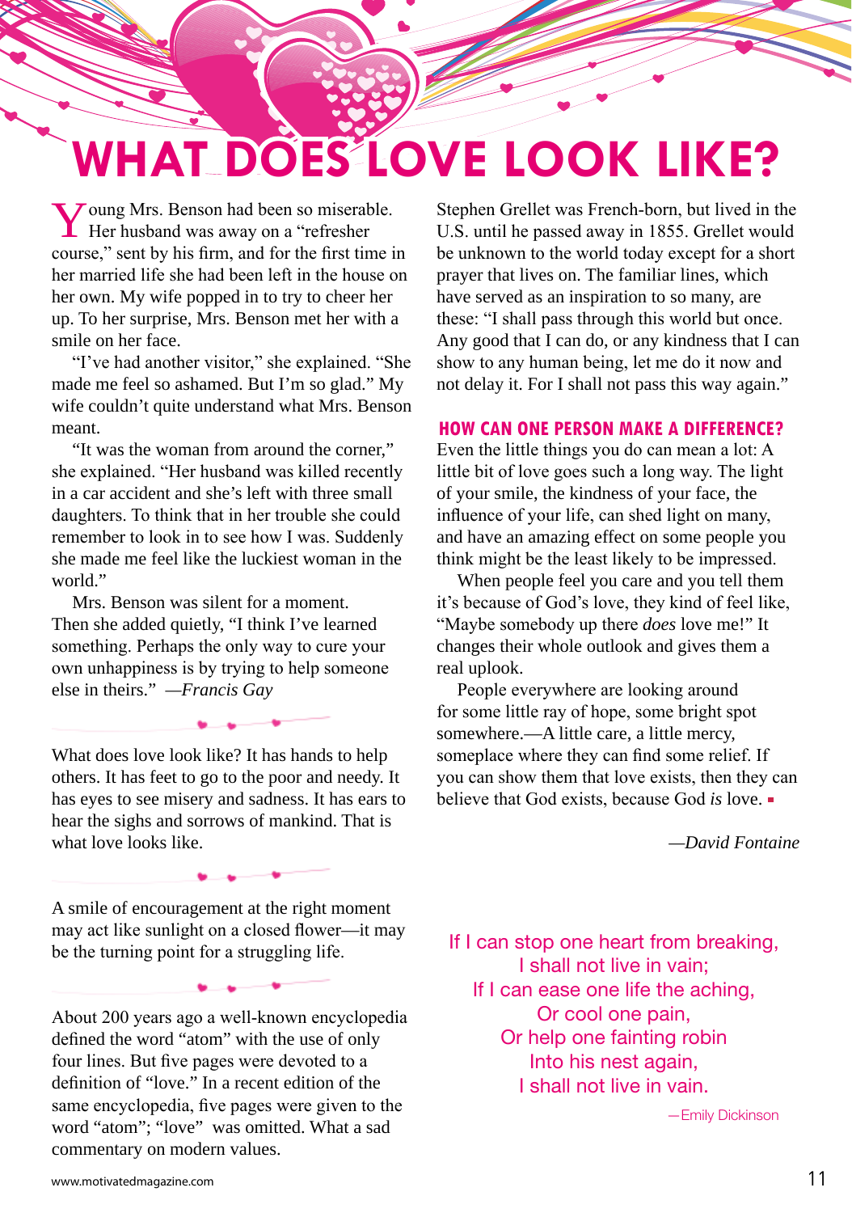# WHAT DOES LOVE LOOK LIKE?

Young Mrs. Benson had been so miserable. Her husband was away on a "refresher course," sent by his firm, and for the first time in her married life she had been left in the house on her own. My wife popped in to try to cheer her up. To her surprise, Mrs. Benson met her with a smile on her face.

"I've had another visitor," she explained. "She made me feel so ashamed. But I'm so glad." My wife couldn't quite understand what Mrs. Benson meant.

"It was the woman from around the corner," she explained. "Her husband was killed recently in a car accident and she's left with three small daughters. To think that in her trouble she could remember to look in to see how I was. Suddenly she made me feel like the luckiest woman in the world."

Mrs. Benson was silent for a moment. Then she added quietly, "I think I've learned something. Perhaps the only way to cure your own unhappiness is by trying to help someone else in theirs." *—Francis Gay*

What does love look like? It has hands to help others. It has feet to go to the poor and needy. It has eyes to see misery and sadness. It has ears to hear the sighs and sorrows of mankind. That is what love looks like.

A smile of encouragement at the right moment may act like sunlight on a closed flower—it may be the turning point for a struggling life.

About 200 years ago a well-known encyclopedia defined the word "atom" with the use of only four lines. But five pages were devoted to a definition of "love." In a recent edition of the same encyclopedia, five pages were given to the word "atom"; "love" was omitted. What a sad commentary on modern values.

Stephen Grellet was French-born, but lived in the U.S. until he passed away in 1855. Grellet would be unknown to the world today except for a short prayer that lives on. The familiar lines, which have served as an inspiration to so many, are these: "I shall pass through this world but once. Any good that I can do, or any kindness that I can show to any human being, let me do it now and not delay it. For I shall not pass this way again."

## HOW CAN ONE PERSON MAKE A DIFFERENCE?

Even the little things you do can mean a lot: A little bit of love goes such a long way. The light of your smile, the kindness of your face, the influence of your life, can shed light on many, and have an amazing effect on some people you think might be the least likely to be impressed.

When people feel you care and you tell them it's because of God's love, they kind of feel like, "Maybe somebody up there *does* love me!" It changes their whole outlook and gives them a real uplook.

People everywhere are looking around for some little ray of hope, some bright spot somewhere.—A little care, a little mercy, someplace where they can find some relief. If you can show them that love exists, then they can believe that God exists, because God *is* love. ▪

*—David Fontaine*

If I can stop one heart from breaking,
I shall not live in vain;
If I can ease one life the aching,
Or cool one pain,
Or help one fainting robin
Into his nest again,
I shall not live in vain.

—Emily Dickinson

www.motivatedmagazine.com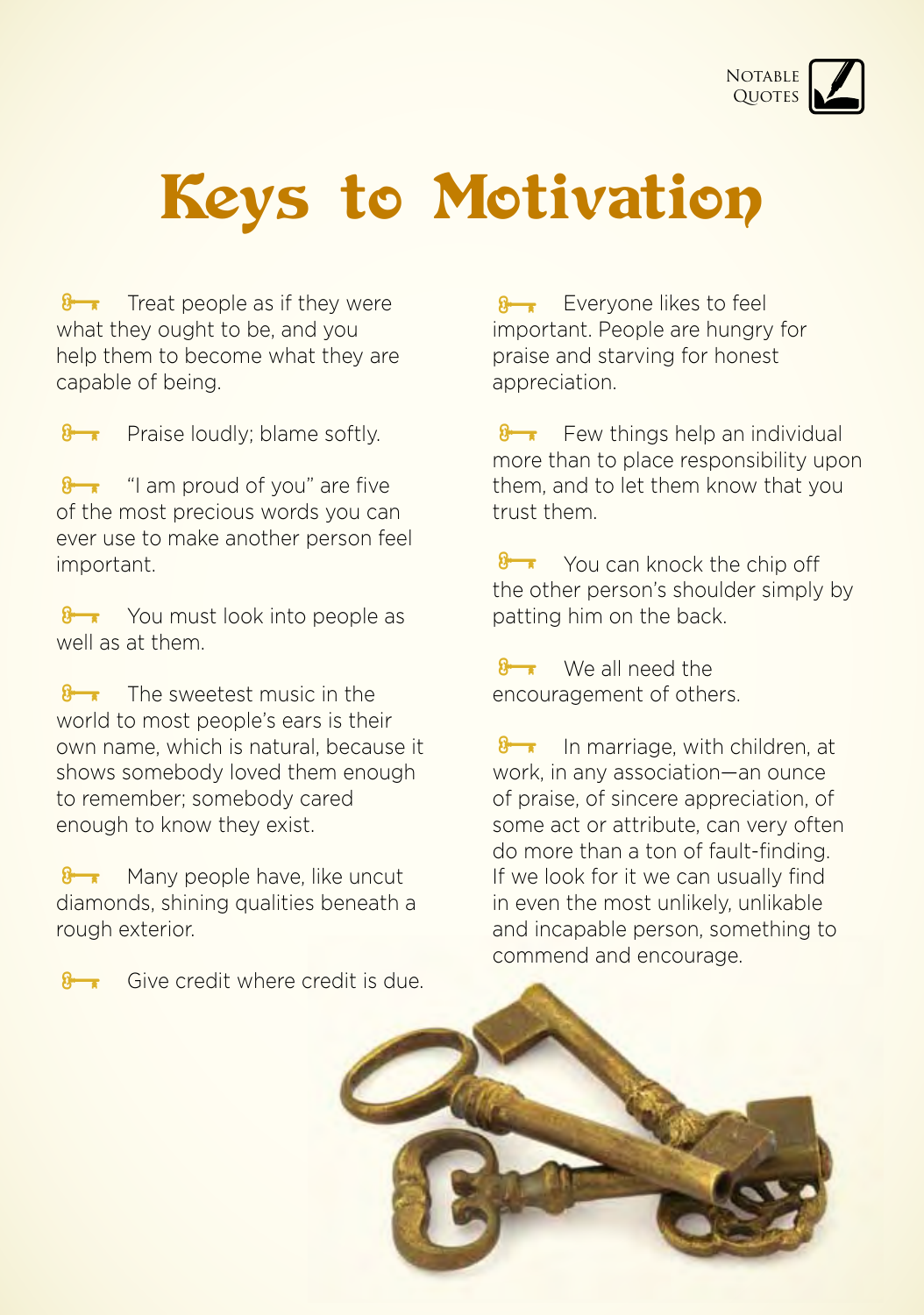# Keys to Motivation

- Treat people as if they were what they ought to be, and you help them to become what they are capable of being.

- Praise loudly; blame softly.

- "I am proud of you" are five of the most precious words you can ever use to make another person feel important.

- You must look into people as well as at them.

- The sweetest music in the world to most people's ears is their own name, which is natural, because it shows somebody loved them enough to remember; somebody cared enough to know they exist.

- Many people have, like uncut diamonds, shining qualities beneath a rough exterior.

- Give credit where credit is due.

- Everyone likes to feel important. People are hungry for praise and starving for honest appreciation.

- Few things help an individual more than to place responsibility upon them, and to let them know that you trust them.

- You can knock the chip off the other person's shoulder simply by patting him on the back.

- We all need the encouragement of others.

- In marriage, with children, at work, in any association—an ounce of praise, of sincere appreciation, of some act or attribute, can very often do more than a ton of fault-finding. If we look for it we can usually find in even the most unlikely, unlikable and incapable person, something to commend and encourage.